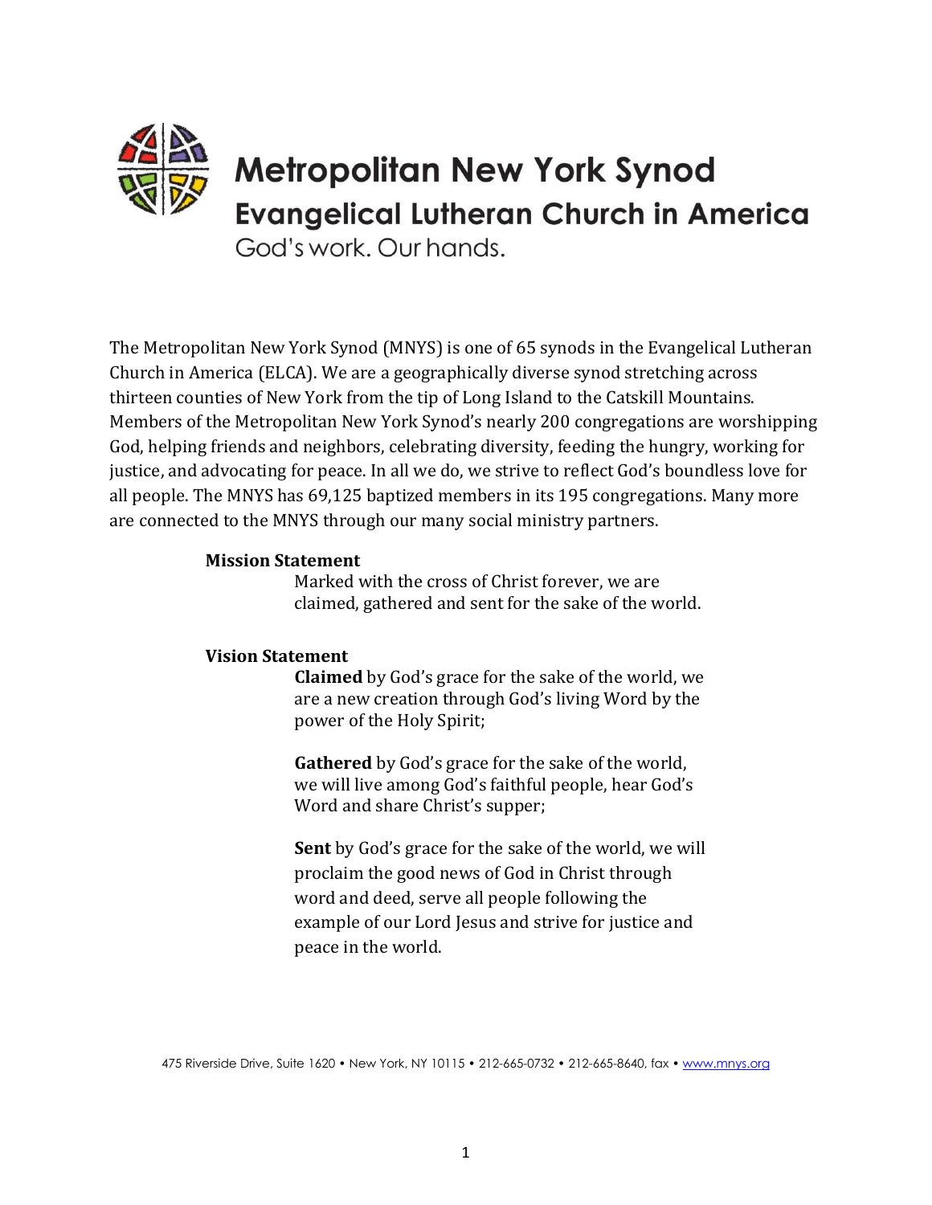# Metropolitan New York Synod

## Evangelical Lutheran Church in America

God's work. Our hands.

The Metropolitan New York Synod (MNYS) is one of 65 synods in the Evangelical Lutheran Church in America (ELCA). We are a geographically diverse synod stretching across thirteen counties of New York from the tip of Long Island to the Catskill Mountains. Members of the Metropolitan New York Synod's nearly 200 congregations are worshipping God, helping friends and neighbors, celebrating diversity, feeding the hungry, working for justice, and advocating for peace. In all we do, we strive to reflect God's boundless love for all people. The MNYS has 69,125 baptized members in its 195 congregations. Many more are connected to the MNYS through our many social ministry partners.

**Mission Statement**

Marked with the cross of Christ forever, we are claimed, gathered and sent for the sake of the world.

**Vision Statement**

**Claimed** by God's grace for the sake of the world, we are a new creation through God's living Word by the power of the Holy Spirit;

**Gathered** by God's grace for the sake of the world, we will live among God's faithful people, hear God's Word and share Christ's supper;

**Sent** by God's grace for the sake of the world, we will proclaim the good news of God in Christ through word and deed, serve all people following the example of our Lord Jesus and strive for justice and peace in the world.

475 Riverside Drive, Suite 1620 • New York, NY 10115 • 212-665-0732 • 212-665-8640, fax • www.mnys.org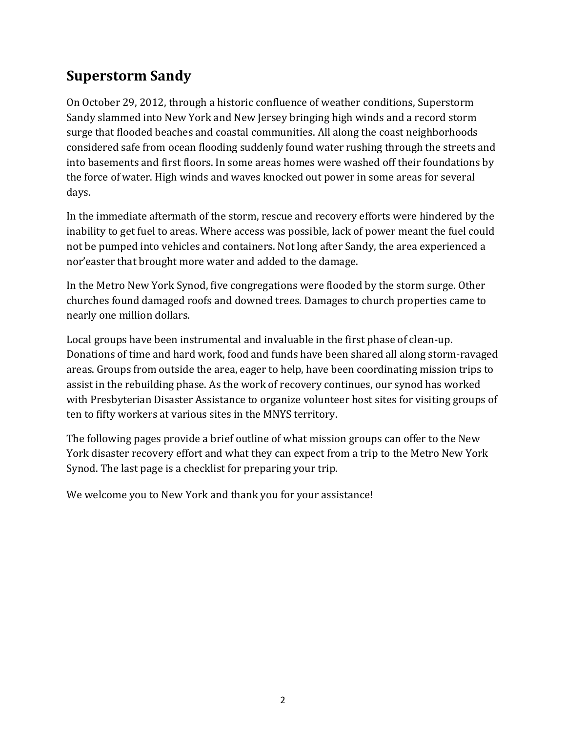## Superstorm Sandy

On October 29, 2012, through a historic confluence of weather conditions, Superstorm Sandy slammed into New York and New Jersey bringing high winds and a record storm surge that flooded beaches and coastal communities. All along the coast neighborhoods considered safe from ocean flooding suddenly found water rushing through the streets and into basements and first floors. In some areas homes were washed off their foundations by the force of water. High winds and waves knocked out power in some areas for several days.

In the immediate aftermath of the storm, rescue and recovery efforts were hindered by the inability to get fuel to areas. Where access was possible, lack of power meant the fuel could not be pumped into vehicles and containers. Not long after Sandy, the area experienced a nor'easter that brought more water and added to the damage.

In the Metro New York Synod, five congregations were flooded by the storm surge. Other churches found damaged roofs and downed trees. Damages to church properties came to nearly one million dollars.

Local groups have been instrumental and invaluable in the first phase of clean-up. Donations of time and hard work, food and funds have been shared all along storm-ravaged areas. Groups from outside the area, eager to help, have been coordinating mission trips to assist in the rebuilding phase. As the work of recovery continues, our synod has worked with Presbyterian Disaster Assistance to organize volunteer host sites for visiting groups of ten to fifty workers at various sites in the MNYS territory.

The following pages provide a brief outline of what mission groups can offer to the New York disaster recovery effort and what they can expect from a trip to the Metro New York Synod. The last page is a checklist for preparing your trip.

We welcome you to New York and thank you for your assistance!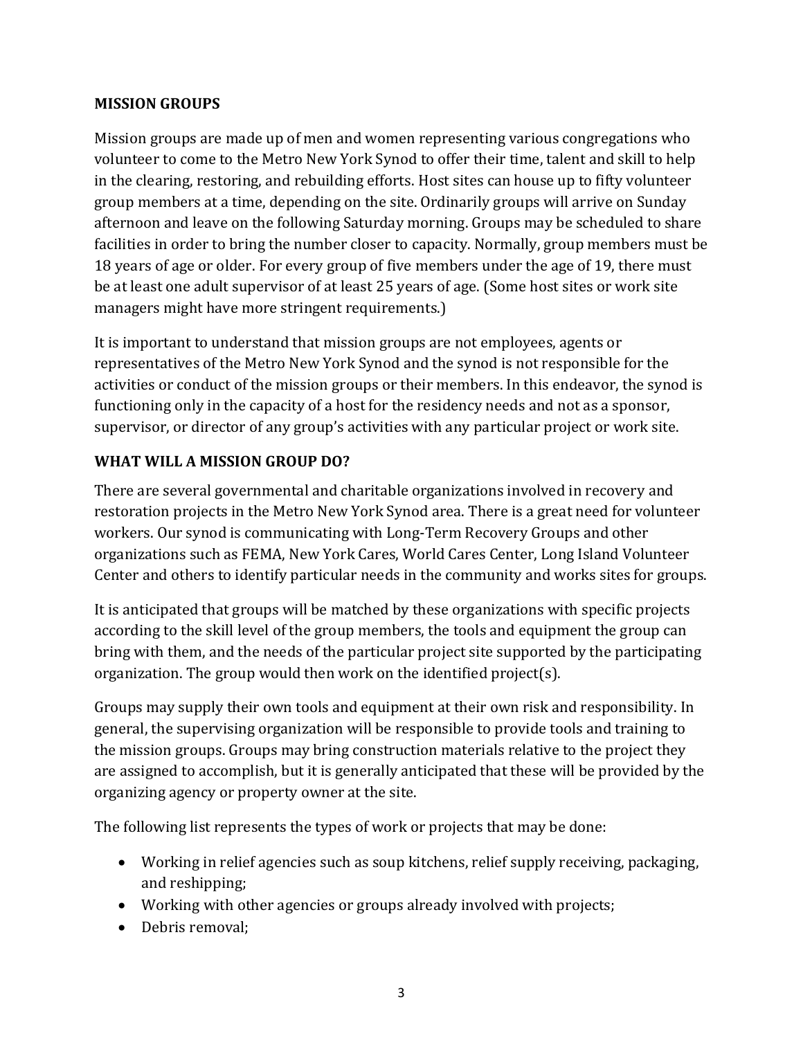## MISSION GROUPS

Mission groups are made up of men and women representing various congregations who volunteer to come to the Metro New York Synod to offer their time, talent and skill to help in the clearing, restoring, and rebuilding efforts. Host sites can house up to fifty volunteer group members at a time, depending on the site. Ordinarily groups will arrive on Sunday afternoon and leave on the following Saturday morning. Groups may be scheduled to share facilities in order to bring the number closer to capacity. Normally, group members must be 18 years of age or older. For every group of five members under the age of 19, there must be at least one adult supervisor of at least 25 years of age. (Some host sites or work site managers might have more stringent requirements.)

It is important to understand that mission groups are not employees, agents or representatives of the Metro New York Synod and the synod is not responsible for the activities or conduct of the mission groups or their members. In this endeavor, the synod is functioning only in the capacity of a host for the residency needs and not as a sponsor, supervisor, or director of any group's activities with any particular project or work site.

## WHAT WILL A MISSION GROUP DO?

There are several governmental and charitable organizations involved in recovery and restoration projects in the Metro New York Synod area. There is a great need for volunteer workers. Our synod is communicating with Long-Term Recovery Groups and other organizations such as FEMA, New York Cares, World Cares Center, Long Island Volunteer Center and others to identify particular needs in the community and works sites for groups.

It is anticipated that groups will be matched by these organizations with specific projects according to the skill level of the group members, the tools and equipment the group can bring with them, and the needs of the particular project site supported by the participating organization. The group would then work on the identified project(s).

Groups may supply their own tools and equipment at their own risk and responsibility. In general, the supervising organization will be responsible to provide tools and training to the mission groups. Groups may bring construction materials relative to the project they are assigned to accomplish, but it is generally anticipated that these will be provided by the organizing agency or property owner at the site.

The following list represents the types of work or projects that may be done:

- Working in relief agencies such as soup kitchens, relief supply receiving, packaging, and reshipping;
- Working with other agencies or groups already involved with projects;
- Debris removal;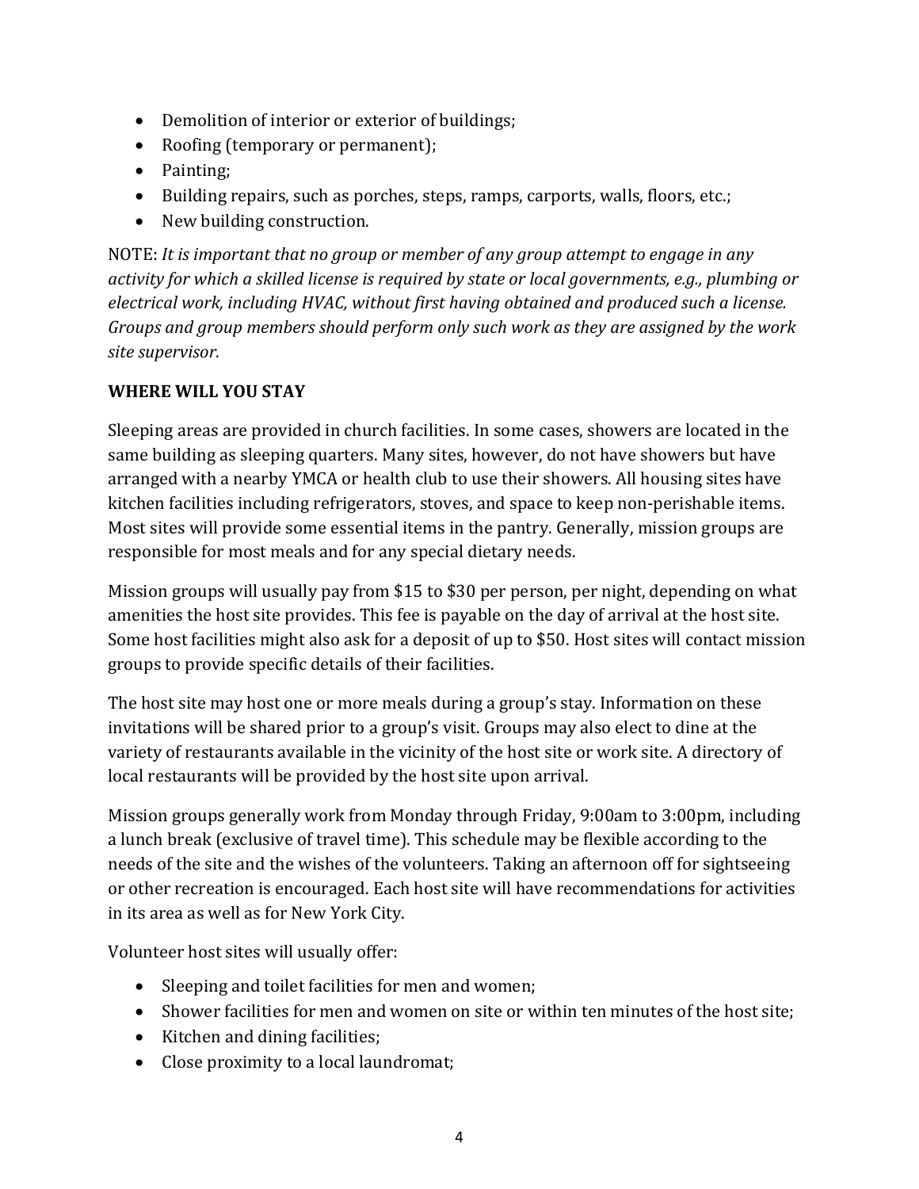- Demolition of interior or exterior of buildings;
- Roofing (temporary or permanent);
- Painting;
- Building repairs, such as porches, steps, ramps, carports, walls, floors, etc.;
- New building construction.

NOTE: *It is important that no group or member of any group attempt to engage in any activity for which a skilled license is required by state or local governments, e.g., plumbing or electrical work, including HVAC, without first having obtained and produced such a license. Groups and group members should perform only such work as they are assigned by the work site supervisor.*

**WHERE WILL YOU STAY**

Sleeping areas are provided in church facilities. In some cases, showers are located in the same building as sleeping quarters. Many sites, however, do not have showers but have arranged with a nearby YMCA or health club to use their showers. All housing sites have kitchen facilities including refrigerators, stoves, and space to keep non-perishable items. Most sites will provide some essential items in the pantry. Generally, mission groups are responsible for most meals and for any special dietary needs.

Mission groups will usually pay from $15 to $30 per person, per night, depending on what amenities the host site provides. This fee is payable on the day of arrival at the host site. Some host facilities might also ask for a deposit of up to $50. Host sites will contact mission groups to provide specific details of their facilities.

The host site may host one or more meals during a group's stay. Information on these invitations will be shared prior to a group's visit. Groups may also elect to dine at the variety of restaurants available in the vicinity of the host site or work site. A directory of local restaurants will be provided by the host site upon arrival.

Mission groups generally work from Monday through Friday, 9:00am to 3:00pm, including a lunch break (exclusive of travel time). This schedule may be flexible according to the needs of the site and the wishes of the volunteers. Taking an afternoon off for sightseeing or other recreation is encouraged. Each host site will have recommendations for activities in its area as well as for New York City.

Volunteer host sites will usually offer:

- Sleeping and toilet facilities for men and women;
- Shower facilities for men and women on site or within ten minutes of the host site;
- Kitchen and dining facilities;
- Close proximity to a local laundromat;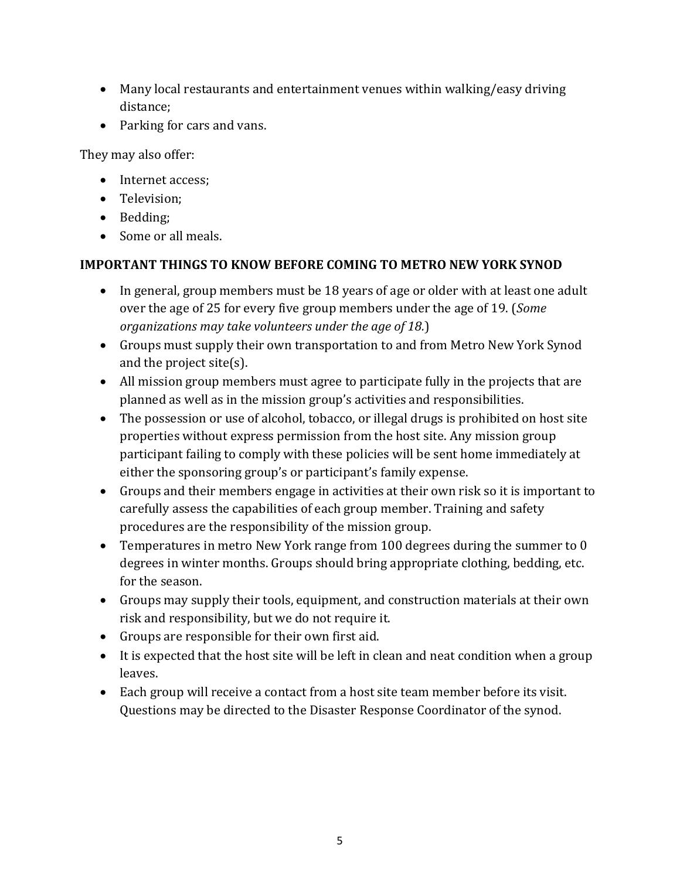- Many local restaurants and entertainment venues within walking/easy driving distance;
- Parking for cars and vans.

They may also offer:

- Internet access;
- Television;
- Bedding;
- Some or all meals.

**IMPORTANT THINGS TO KNOW BEFORE COMING TO METRO NEW YORK SYNOD**

- In general, group members must be 18 years of age or older with at least one adult over the age of 25 for every five group members under the age of 19. (*Some organizations may take volunteers under the age of 18.*)
- Groups must supply their own transportation to and from Metro New York Synod and the project site(s).
- All mission group members must agree to participate fully in the projects that are planned as well as in the mission group's activities and responsibilities.
- The possession or use of alcohol, tobacco, or illegal drugs is prohibited on host site properties without express permission from the host site. Any mission group participant failing to comply with these policies will be sent home immediately at either the sponsoring group's or participant's family expense.
- Groups and their members engage in activities at their own risk so it is important to carefully assess the capabilities of each group member. Training and safety procedures are the responsibility of the mission group.
- Temperatures in metro New York range from 100 degrees during the summer to 0 degrees in winter months. Groups should bring appropriate clothing, bedding, etc. for the season.
- Groups may supply their tools, equipment, and construction materials at their own risk and responsibility, but we do not require it.
- Groups are responsible for their own first aid.
- It is expected that the host site will be left in clean and neat condition when a group leaves.
- Each group will receive a contact from a host site team member before its visit. Questions may be directed to the Disaster Response Coordinator of the synod.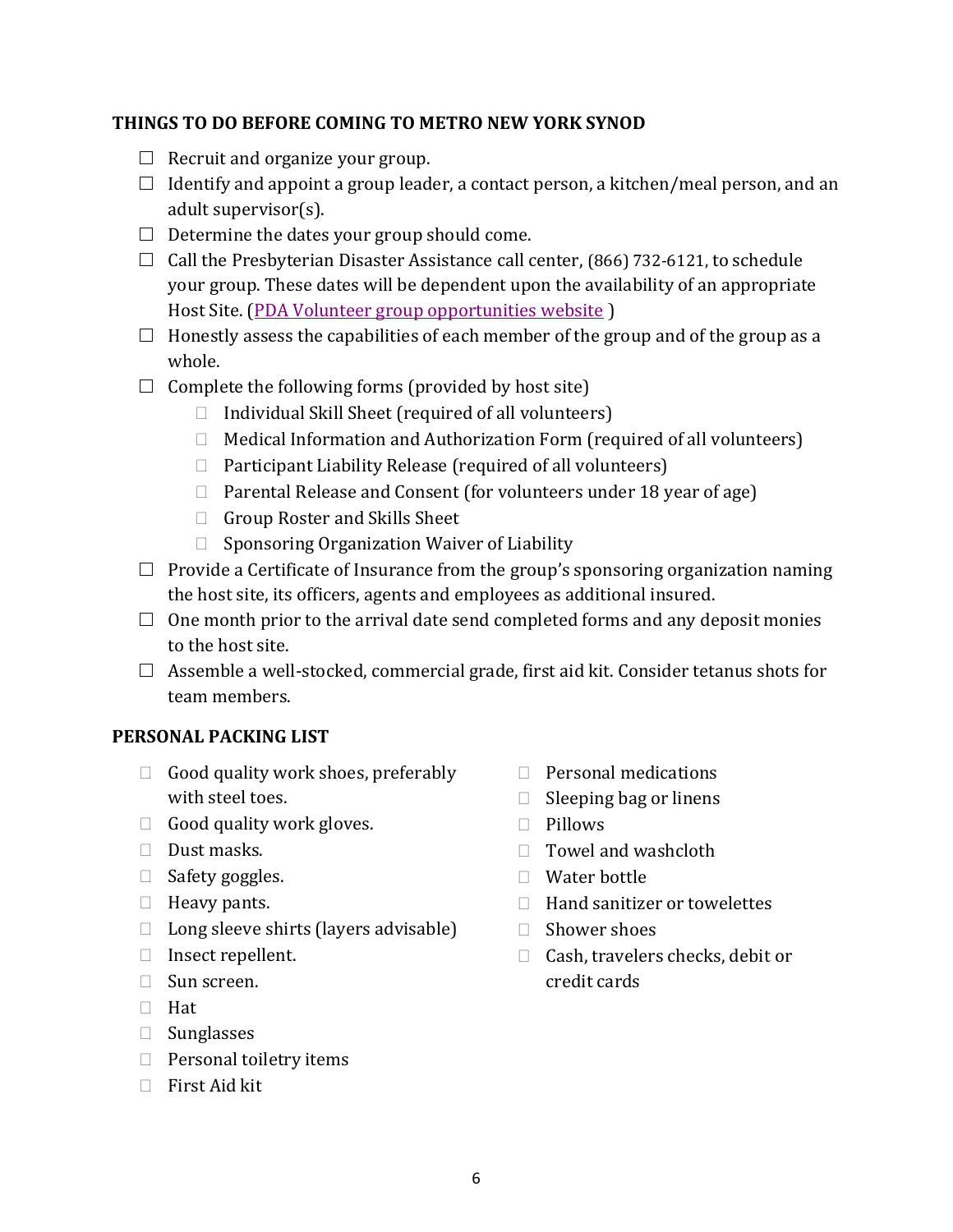### THINGS TO DO BEFORE COMING TO METRO NEW YORK SYNOD

- ☐ Recruit and organize your group.
- ☐ Identify and appoint a group leader, a contact person, a kitchen/meal person, and an adult supervisor(s).
- ☐ Determine the dates your group should come.
- ☐ Call the Presbyterian Disaster Assistance call center, (866) 732-6121, to schedule your group. These dates will be dependent upon the availability of an appropriate Host Site. (PDA Volunteer group opportunities website )
- ☐ Honestly assess the capabilities of each member of the group and of the group as a whole.
- ☐ Complete the following forms (provided by host site)
  - Individual Skill Sheet (required of all volunteers)
  - Medical Information and Authorization Form (required of all volunteers)
  - Participant Liability Release (required of all volunteers)
  - Parental Release and Consent (for volunteers under 18 year of age)
  - Group Roster and Skills Sheet
  - Sponsoring Organization Waiver of Liability
- ☐ Provide a Certificate of Insurance from the group's sponsoring organization naming the host site, its officers, agents and employees as additional insured.
- ☐ One month prior to the arrival date send completed forms and any deposit monies to the host site.
- ☐ Assemble a well-stocked, commercial grade, first aid kit. Consider tetanus shots for team members.

### PERSONAL PACKING LIST

- Good quality work shoes, preferably with steel toes.
- Good quality work gloves.
- Dust masks.
- Safety goggles.
- Heavy pants.
- Long sleeve shirts (layers advisable)
- Insect repellent.
- Sun screen.
- Hat
- Sunglasses
- Personal toiletry items
- First Aid kit
- Personal medications
- Sleeping bag or linens
- Pillows
- Towel and washcloth
- Water bottle
- Hand sanitizer or towelettes
- Shower shoes
- Cash, travelers checks, debit or credit cards